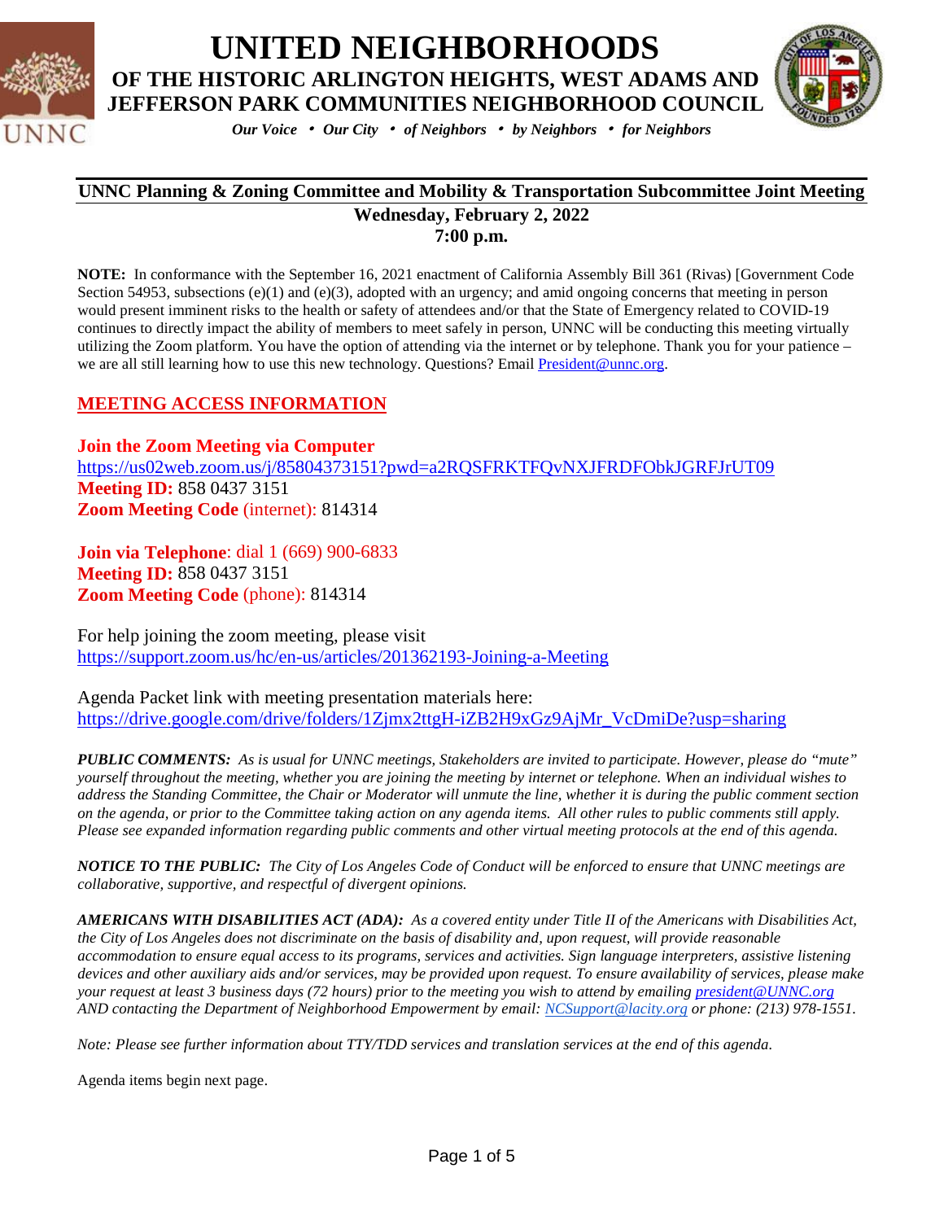# UNITED NEIGHBORHOODS

## OF THE HISTORIC ARLINGTON HEIGHTS, WEST ADAMS AND JEFFERSON PARK COMMUNITIES NEIGHBORHOOD COUNCIL

*Our Voice • Our City • of Neighbors • by Neighbors • for Neighbors*

---

**UNNC Planning & Zoning Committee and Mobility & Transportation Subcommittee Joint Meeting**

**Wednesday, February 2, 2022**

**7:00 p.m.**

**NOTE:** In conformance with the September 16, 2021 enactment of California Assembly Bill 361 (Rivas) [Government Code Section 54953, subsections (e)(1) and (e)(3), adopted with an urgency; and amid ongoing concerns that meeting in person would present imminent risks to the health or safety of attendees and/or that the State of Emergency related to COVID-19 continues to directly impact the ability of members to meet safely in person, UNNC will be conducting this meeting virtually utilizing the Zoom platform. You have the option of attending via the internet or by telephone. Thank you for your patience – we are all still learning how to use this new technology. Questions? Email President@unnc.org.

## MEETING ACCESS INFORMATION

**Join the Zoom Meeting via Computer**
https://us02web.zoom.us/j/85804373151?pwd=a2RQSFRKTFQvNXJFRDFObkJGRFJrUT09
**Meeting ID:** 858 0437 3151
**Zoom Meeting Code** (internet): 814314

**Join via Telephone**: dial 1 (669) 900-6833
**Meeting ID:** 858 0437 3151
**Zoom Meeting Code** (phone): 814314

For help joining the zoom meeting, please visit
https://support.zoom.us/hc/en-us/articles/201362193-Joining-a-Meeting

Agenda Packet link with meeting presentation materials here:
https://drive.google.com/drive/folders/1Zjmx2ttgH-iZB2H9xGz9AjMr_VcDmiDe?usp=sharing

***PUBLIC COMMENTS:*** *As is usual for UNNC meetings, Stakeholders are invited to participate. However, please do "mute" yourself throughout the meeting, whether you are joining the meeting by internet or telephone. When an individual wishes to address the Standing Committee, the Chair or Moderator will unmute the line, whether it is during the public comment section on the agenda, or prior to the Committee taking action on any agenda items. All other rules to public comments still apply. Please see expanded information regarding public comments and other virtual meeting protocols at the end of this agenda.*

***NOTICE TO THE PUBLIC:*** *The City of Los Angeles Code of Conduct will be enforced to ensure that UNNC meetings are collaborative, supportive, and respectful of divergent opinions.*

***AMERICANS WITH DISABILITIES ACT (ADA):*** *As a covered entity under Title II of the Americans with Disabilities Act, the City of Los Angeles does not discriminate on the basis of disability and, upon request, will provide reasonable accommodation to ensure equal access to its programs, services and activities. Sign language interpreters, assistive listening devices and other auxiliary aids and/or services, may be provided upon request. To ensure availability of services, please make your request at least 3 business days (72 hours) prior to the meeting you wish to attend by emailing president@UNNC.org AND contacting the Department of Neighborhood Empowerment by email: NCSupport@lacity.org or phone: (213) 978-1551.*

*Note: Please see further information about TTY/TDD services and translation services at the end of this agenda.*

Agenda items begin next page.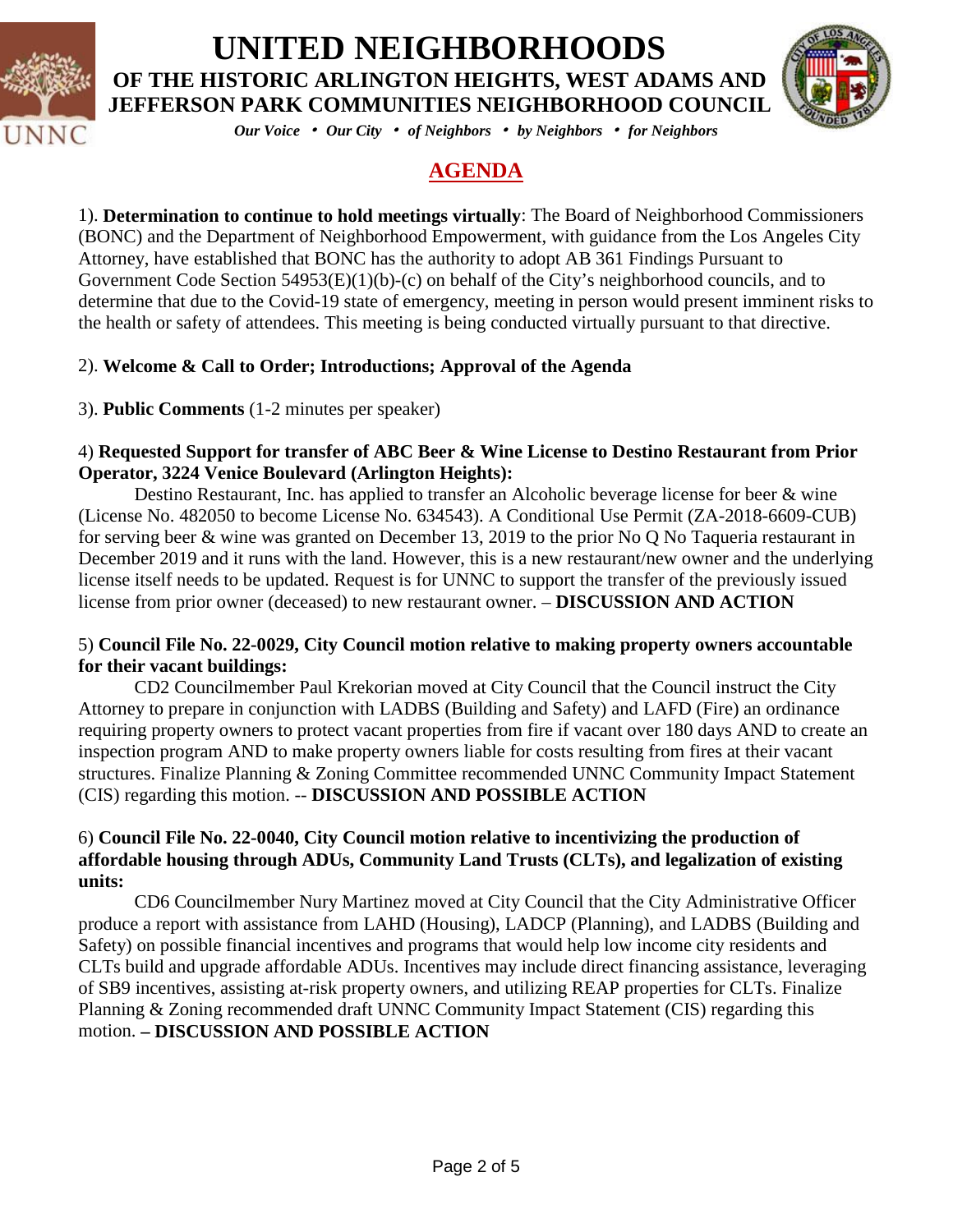# UNITED NEIGHBORHOODS

## OF THE HISTORIC ARLINGTON HEIGHTS, WEST ADAMS AND JEFFERSON PARK COMMUNITIES NEIGHBORHOOD COUNCIL

*Our Voice • Our City • of Neighbors • by Neighbors • for Neighbors*

## AGENDA

1). **Determination to continue to hold meetings virtually**: The Board of Neighborhood Commissioners (BONC) and the Department of Neighborhood Empowerment, with guidance from the Los Angeles City Attorney, have established that BONC has the authority to adopt AB 361 Findings Pursuant to Government Code Section 54953(E)(1)(b)-(c) on behalf of the City's neighborhood councils, and to determine that due to the Covid-19 state of emergency, meeting in person would present imminent risks to the health or safety of attendees. This meeting is being conducted virtually pursuant to that directive.

2). **Welcome & Call to Order; Introductions; Approval of the Agenda**

3). **Public Comments** (1-2 minutes per speaker)

4) **Requested Support for transfer of ABC Beer & Wine License to Destino Restaurant from Prior Operator, 3224 Venice Boulevard (Arlington Heights):**

Destino Restaurant, Inc. has applied to transfer an Alcoholic beverage license for beer & wine (License No. 482050 to become License No. 634543). A Conditional Use Permit (ZA-2018-6609-CUB) for serving beer & wine was granted on December 13, 2019 to the prior No Q No Taqueria restaurant in December 2019 and it runs with the land. However, this is a new restaurant/new owner and the underlying license itself needs to be updated. Request is for UNNC to support the transfer of the previously issued license from prior owner (deceased) to new restaurant owner. – **DISCUSSION AND ACTION**

5) **Council File No. 22-0029, City Council motion relative to making property owners accountable for their vacant buildings:**

CD2 Councilmember Paul Krekorian moved at City Council that the Council instruct the City Attorney to prepare in conjunction with LADBS (Building and Safety) and LAFD (Fire) an ordinance requiring property owners to protect vacant properties from fire if vacant over 180 days AND to create an inspection program AND to make property owners liable for costs resulting from fires at their vacant structures. Finalize Planning & Zoning Committee recommended UNNC Community Impact Statement (CIS) regarding this motion. -- **DISCUSSION AND POSSIBLE ACTION**

6) **Council File No. 22-0040, City Council motion relative to incentivizing the production of affordable housing through ADUs, Community Land Trusts (CLTs), and legalization of existing units:**

CD6 Councilmember Nury Martinez moved at City Council that the City Administrative Officer produce a report with assistance from LAHD (Housing), LADCP (Planning), and LADBS (Building and Safety) on possible financial incentives and programs that would help low income city residents and CLTs build and upgrade affordable ADUs. Incentives may include direct financing assistance, leveraging of SB9 incentives, assisting at-risk property owners, and utilizing REAP properties for CLTs. Finalize Planning & Zoning recommended draft UNNC Community Impact Statement (CIS) regarding this motion. **– DISCUSSION AND POSSIBLE ACTION**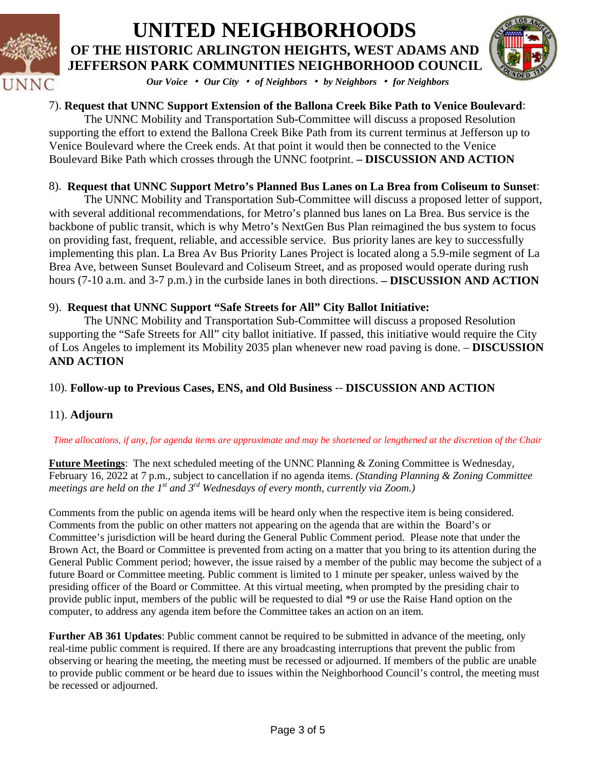7). **Request that UNNC Support Extension of the Ballona Creek Bike Path to Venice Boulevard**:

The UNNC Mobility and Transportation Sub-Committee will discuss a proposed Resolution supporting the effort to extend the Ballona Creek Bike Path from its current terminus at Jefferson up to Venice Boulevard where the Creek ends. At that point it would then be connected to the Venice Boulevard Bike Path which crosses through the UNNC footprint. **– DISCUSSION AND ACTION**

8). **Request that UNNC Support Metro's Planned Bus Lanes on La Brea from Coliseum to Sunset**:

The UNNC Mobility and Transportation Sub-Committee will discuss a proposed letter of support, with several additional recommendations, for Metro's planned bus lanes on La Brea. Bus service is the backbone of public transit, which is why Metro's NextGen Bus Plan reimagined the bus system to focus on providing fast, frequent, reliable, and accessible service. Bus priority lanes are key to successfully implementing this plan. La Brea Av Bus Priority Lanes Project is located along a 5.9-mile segment of La Brea Ave, between Sunset Boulevard and Coliseum Street, and as proposed would operate during rush hours (7-10 a.m. and 3-7 p.m.) in the curbside lanes in both directions. **– DISCUSSION AND ACTION**

9). **Request that UNNC Support "Safe Streets for All" City Ballot Initiative:**

The UNNC Mobility and Transportation Sub-Committee will discuss a proposed Resolution supporting the "Safe Streets for All" city ballot initiative. If passed, this initiative would require the City of Los Angeles to implement its Mobility 2035 plan whenever new road paving is done. – **DISCUSSION AND ACTION**

10). **Follow-up to Previous Cases, ENS, and Old Business** -- **DISCUSSION AND ACTION**

11). **Adjourn**

*Time allocations, if any, for agenda items are approximate and may be shortened or lengthened at the discretion of the Chair*

**Future Meetings**: The next scheduled meeting of the UNNC Planning & Zoning Committee is Wednesday, February 16, 2022 at 7 p.m., subject to cancellation if no agenda items. *(Standing Planning & Zoning Committee meetings are held on the 1st and 3rd Wednesdays of every month, currently via Zoom.)*

Comments from the public on agenda items will be heard only when the respective item is being considered. Comments from the public on other matters not appearing on the agenda that are within the Board's or Committee's jurisdiction will be heard during the General Public Comment period. Please note that under the Brown Act, the Board or Committee is prevented from acting on a matter that you bring to its attention during the General Public Comment period; however, the issue raised by a member of the public may become the subject of a future Board or Committee meeting. Public comment is limited to 1 minute per speaker, unless waived by the presiding officer of the Board or Committee. At this virtual meeting, when prompted by the presiding chair to provide public input, members of the public will be requested to dial *9 or use the Raise Hand option on the computer, to address any agenda item before the Committee takes an action on an item.

**Further AB 361 Updates**: Public comment cannot be required to be submitted in advance of the meeting, only real-time public comment is required. If there are any broadcasting interruptions that prevent the public from observing or hearing the meeting, the meeting must be recessed or adjourned. If members of the public are unable to provide public comment or be heard due to issues within the Neighborhood Council's control, the meeting must be recessed or adjourned.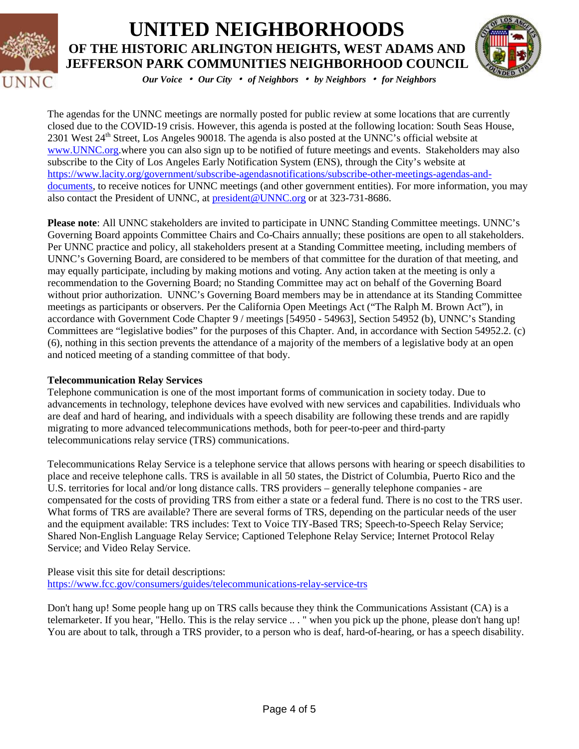# UNITED NEIGHBORHOODS

## OF THE HISTORIC ARLINGTON HEIGHTS, WEST ADAMS AND JEFFERSON PARK COMMUNITIES NEIGHBORHOOD COUNCIL

*Our Voice • Our City • of Neighbors • by Neighbors • for Neighbors*

The agendas for the UNNC meetings are normally posted for public review at some locations that are currently closed due to the COVID-19 crisis. However, this agenda is posted at the following location: South Seas House, 2301 West 24th Street, Los Angeles 90018. The agenda is also posted at the UNNC's official website at www.UNNC.org.where you can also sign up to be notified of future meetings and events. Stakeholders may also subscribe to the City of Los Angeles Early Notification System (ENS), through the City's website at https://www.lacity.org/government/subscribe-agendasnotifications/subscribe-other-meetings-agendas-and-documents, to receive notices for UNNC meetings (and other government entities). For more information, you may also contact the President of UNNC, at president@UNNC.org or at 323-731-8686.

**Please note**: All UNNC stakeholders are invited to participate in UNNC Standing Committee meetings. UNNC's Governing Board appoints Committee Chairs and Co-Chairs annually; these positions are open to all stakeholders. Per UNNC practice and policy, all stakeholders present at a Standing Committee meeting, including members of UNNC's Governing Board, are considered to be members of that committee for the duration of that meeting, and may equally participate, including by making motions and voting. Any action taken at the meeting is only a recommendation to the Governing Board; no Standing Committee may act on behalf of the Governing Board without prior authorization. UNNC's Governing Board members may be in attendance at its Standing Committee meetings as participants or observers. Per the California Open Meetings Act ("The Ralph M. Brown Act"), in accordance with Government Code Chapter 9 / meetings [54950 - 54963], Section 54952 (b), UNNC's Standing Committees are "legislative bodies" for the purposes of this Chapter. And, in accordance with Section 54952.2. (c) (6), nothing in this section prevents the attendance of a majority of the members of a legislative body at an open and noticed meeting of a standing committee of that body.

**Telecommunication Relay Services**

Telephone communication is one of the most important forms of communication in society today. Due to advancements in technology, telephone devices have evolved with new services and capabilities. Individuals who are deaf and hard of hearing, and individuals with a speech disability are following these trends and are rapidly migrating to more advanced telecommunications methods, both for peer-to-peer and third-party telecommunications relay service (TRS) communications.

Telecommunications Relay Service is a telephone service that allows persons with hearing or speech disabilities to place and receive telephone calls. TRS is available in all 50 states, the District of Columbia, Puerto Rico and the U.S. territories for local and/or long distance calls. TRS providers – generally telephone companies - are compensated for the costs of providing TRS from either a state or a federal fund. There is no cost to the TRS user. What forms of TRS are available? There are several forms of TRS, depending on the particular needs of the user and the equipment available: TRS includes: Text to Voice TIY-Based TRS; Speech-to-Speech Relay Service; Shared Non-English Language Relay Service; Captioned Telephone Relay Service; Internet Protocol Relay Service; and Video Relay Service.

Please visit this site for detail descriptions:
https://www.fcc.gov/consumers/guides/telecommunications-relay-service-trs

Don't hang up! Some people hang up on TRS calls because they think the Communications Assistant (CA) is a telemarketer. If you hear, "Hello. This is the relay service .. . " when you pick up the phone, please don't hang up! You are about to talk, through a TRS provider, to a person who is deaf, hard-of-hearing, or has a speech disability.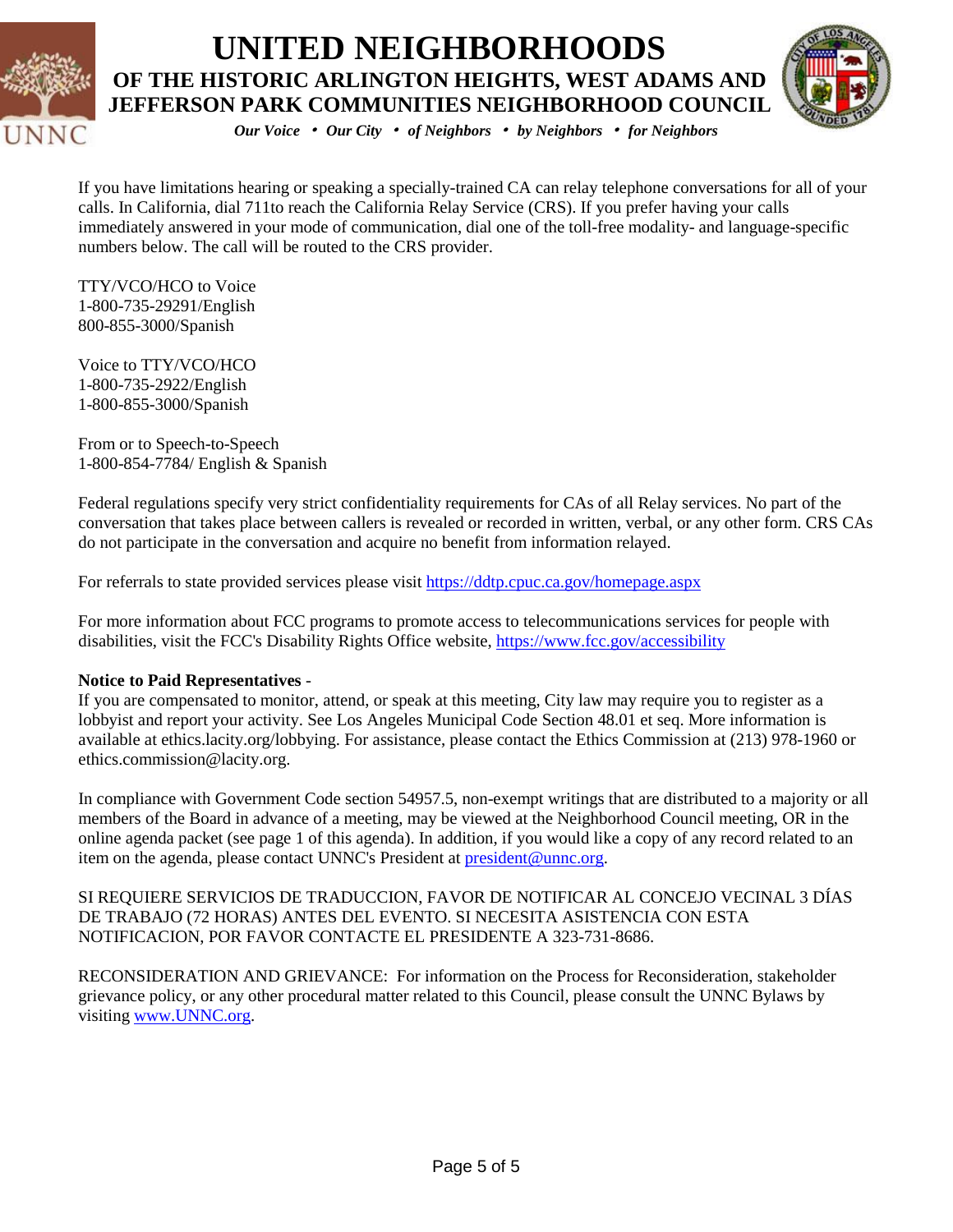If you have limitations hearing or speaking a specially-trained CA can relay telephone conversations for all of your calls. In California, dial 711to reach the California Relay Service (CRS). If you prefer having your calls immediately answered in your mode of communication, dial one of the toll-free modality- and language-specific numbers below. The call will be routed to the CRS provider.

TTY/VCO/HCO to Voice
1-800-735-29291/English
800-855-3000/Spanish

Voice to TTY/VCO/HCO
1-800-735-2922/English
1-800-855-3000/Spanish

From or to Speech-to-Speech
1-800-854-7784/ English & Spanish

Federal regulations specify very strict confidentiality requirements for CAs of all Relay services. No part of the conversation that takes place between callers is revealed or recorded in written, verbal, or any other form. CRS CAs do not participate in the conversation and acquire no benefit from information relayed.

For referrals to state provided services please visit https://ddtp.cpuc.ca.gov/homepage.aspx

For more information about FCC programs to promote access to telecommunications services for people with disabilities, visit the FCC's Disability Rights Office website, https://www.fcc.gov/accessibility

**Notice to Paid Representatives** -
If you are compensated to monitor, attend, or speak at this meeting, City law may require you to register as a lobbyist and report your activity. See Los Angeles Municipal Code Section 48.01 et seq. More information is available at ethics.lacity.org/lobbying. For assistance, please contact the Ethics Commission at (213) 978-1960 or ethics.commission@lacity.org.

In compliance with Government Code section 54957.5, non-exempt writings that are distributed to a majority or all members of the Board in advance of a meeting, may be viewed at the Neighborhood Council meeting, OR in the online agenda packet (see page 1 of this agenda). In addition, if you would like a copy of any record related to an item on the agenda, please contact UNNC's President at president@unnc.org.

SI REQUIERE SERVICIOS DE TRADUCCION, FAVOR DE NOTIFICAR AL CONCEJO VECINAL 3 DÍAS DE TRABAJO (72 HORAS) ANTES DEL EVENTO. SI NECESITA ASISTENCIA CON ESTA NOTIFICACION, POR FAVOR CONTACTE EL PRESIDENTE A 323-731-8686.

RECONSIDERATION AND GRIEVANCE: For information on the Process for Reconsideration, stakeholder grievance policy, or any other procedural matter related to this Council, please consult the UNNC Bylaws by visiting www.UNNC.org.